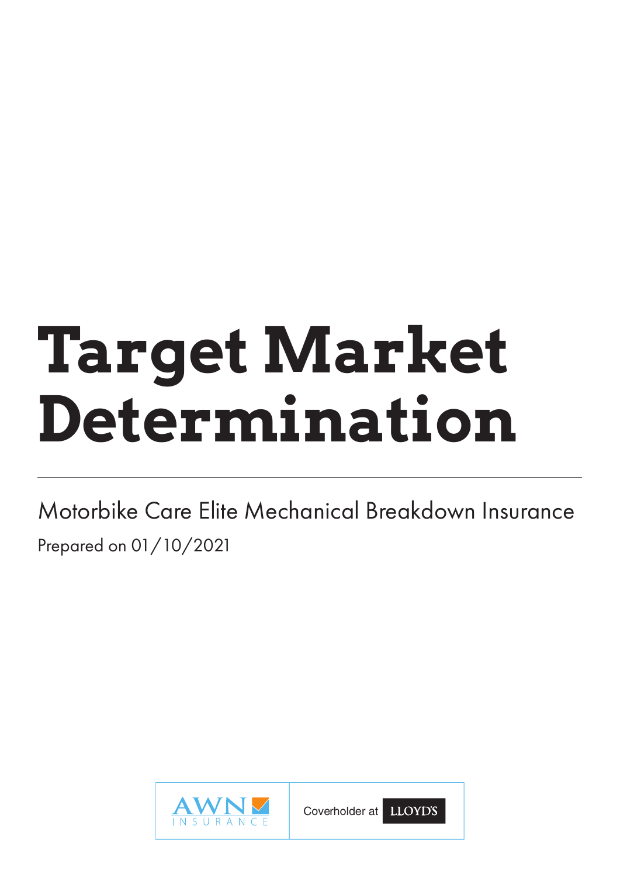# Target Market Determination

Motorbike Care Elite Mechanical Breakdown Insurance

Prepared on 01/10/2021

AWN INSURANCE

Coverholder at LLOYD'S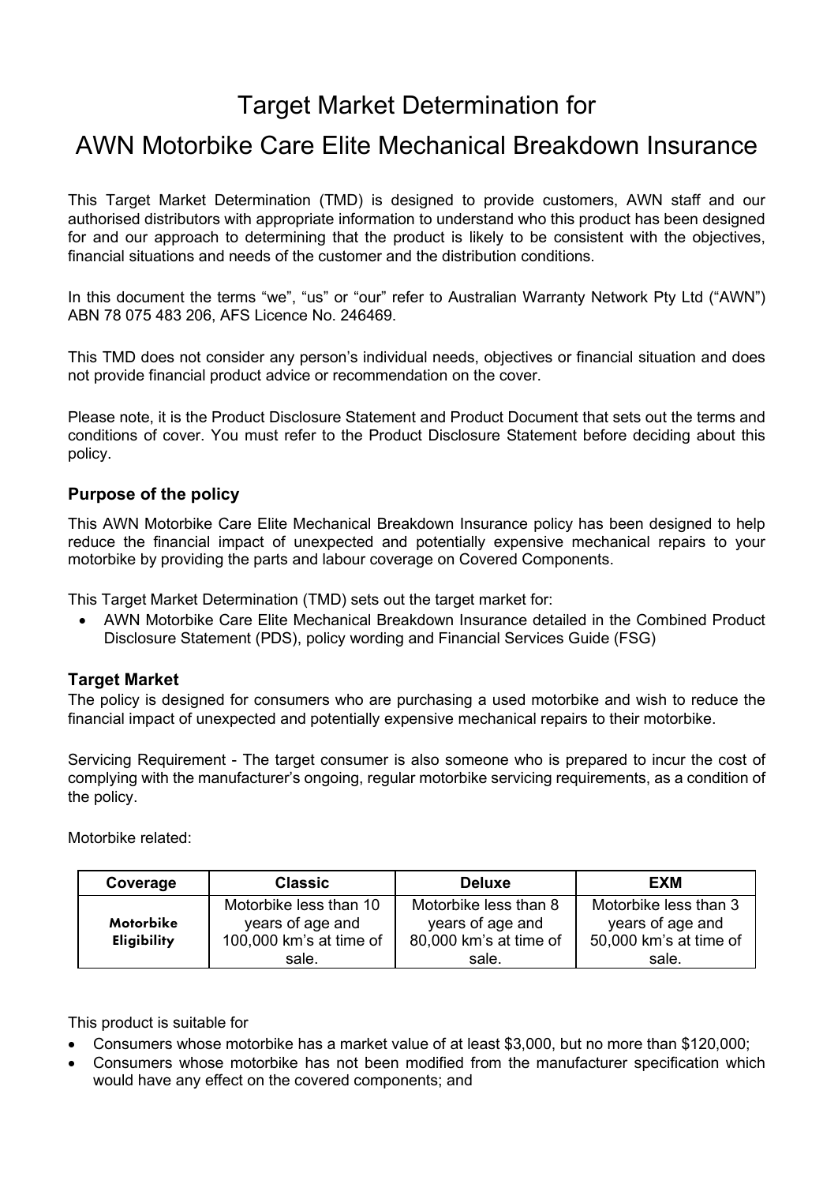# Target Market Determination for AWN Motorbike Care Elite Mechanical Breakdown Insurance

This Target Market Determination (TMD) is designed to provide customers, AWN staff and our authorised distributors with appropriate information to understand who this product has been designed for and our approach to determining that the product is likely to be consistent with the objectives, financial situations and needs of the customer and the distribution conditions.

In this document the terms "we", "us" or "our" refer to Australian Warranty Network Pty Ltd ("AWN") ABN 78 075 483 206, AFS Licence No. 246469.

This TMD does not consider any person's individual needs, objectives or financial situation and does not provide financial product advice or recommendation on the cover.

Please note, it is the Product Disclosure Statement and Product Document that sets out the terms and conditions of cover. You must refer to the Product Disclosure Statement before deciding about this policy.

### Purpose of the policy

This AWN Motorbike Care Elite Mechanical Breakdown Insurance policy has been designed to help reduce the financial impact of unexpected and potentially expensive mechanical repairs to your motorbike by providing the parts and labour coverage on Covered Components.

This Target Market Determination (TMD) sets out the target market for:

- AWN Motorbike Care Elite Mechanical Breakdown Insurance detailed in the Combined Product Disclosure Statement (PDS), policy wording and Financial Services Guide (FSG)

### Target Market

The policy is designed for consumers who are purchasing a used motorbike and wish to reduce the financial impact of unexpected and potentially expensive mechanical repairs to their motorbike.

Servicing Requirement - The target consumer is also someone who is prepared to incur the cost of complying with the manufacturer's ongoing, regular motorbike servicing requirements, as a condition of the policy.

Motorbike related:

| Coverage | Classic | Deluxe | EXM |
|---|---|---|---|
| **Motorbike Eligibility** | Motorbike less than 10 years of age and 100,000 km's at time of sale. | Motorbike less than 8 years of age and 80,000 km's at time of sale. | Motorbike less than 3 years of age and 50,000 km's at time of sale. |

This product is suitable for

- Consumers whose motorbike has a market value of at least $3,000, but no more than $120,000;
- Consumers whose motorbike has not been modified from the manufacturer specification which would have any effect on the covered components; and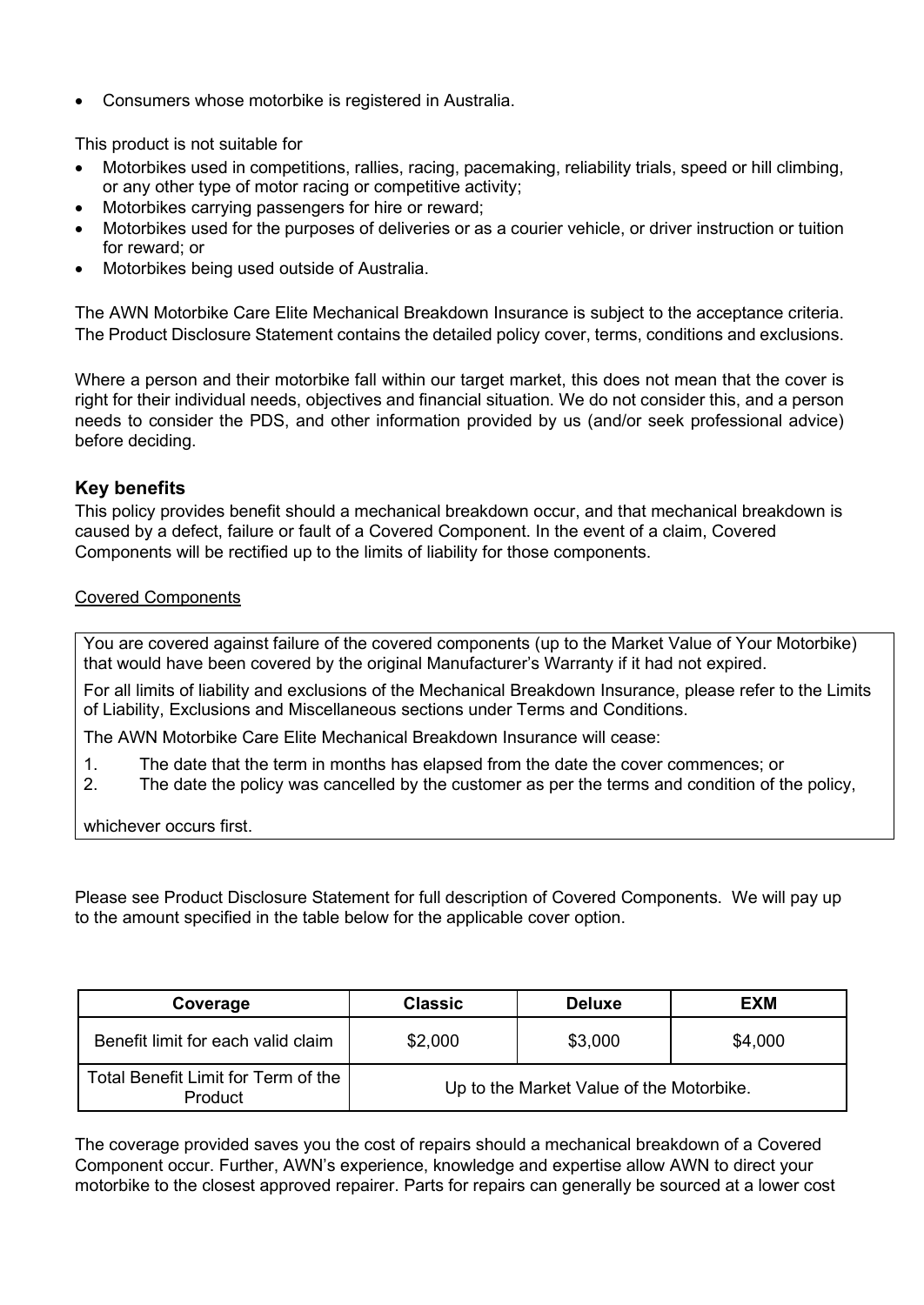- Consumers whose motorbike is registered in Australia.

This product is not suitable for

- Motorbikes used in competitions, rallies, racing, pacemaking, reliability trials, speed or hill climbing, or any other type of motor racing or competitive activity;
- Motorbikes carrying passengers for hire or reward;
- Motorbikes used for the purposes of deliveries or as a courier vehicle, or driver instruction or tuition for reward; or
- Motorbikes being used outside of Australia.

The AWN Motorbike Care Elite Mechanical Breakdown Insurance is subject to the acceptance criteria. The Product Disclosure Statement contains the detailed policy cover, terms, conditions and exclusions.

Where a person and their motorbike fall within our target market, this does not mean that the cover is right for their individual needs, objectives and financial situation. We do not consider this, and a person needs to consider the PDS, and other information provided by us (and/or seek professional advice) before deciding.

### Key benefits

This policy provides benefit should a mechanical breakdown occur, and that mechanical breakdown is caused by a defect, failure or fault of a Covered Component. In the event of a claim, Covered Components will be rectified up to the limits of liability for those components.

Covered Components

You are covered against failure of the covered components (up to the Market Value of Your Motorbike) that would have been covered by the original Manufacturer's Warranty if it had not expired.

For all limits of liability and exclusions of the Mechanical Breakdown Insurance, please refer to the Limits of Liability, Exclusions and Miscellaneous sections under Terms and Conditions.

The AWN Motorbike Care Elite Mechanical Breakdown Insurance will cease:

1. The date that the term in months has elapsed from the date the cover commences; or
2. The date the policy was cancelled by the customer as per the terms and condition of the policy,

whichever occurs first.

Please see Product Disclosure Statement for full description of Covered Components. We will pay up to the amount specified in the table below for the applicable cover option.

| Coverage | Classic | Deluxe | EXM |
|---|---|---|---|
| Benefit limit for each valid claim | $2,000 | $3,000 | $4,000 |
| Total Benefit Limit for Term of the Product | Up to the Market Value of the Motorbike. | | |

The coverage provided saves you the cost of repairs should a mechanical breakdown of a Covered Component occur. Further, AWN's experience, knowledge and expertise allow AWN to direct your motorbike to the closest approved repairer. Parts for repairs can generally be sourced at a lower cost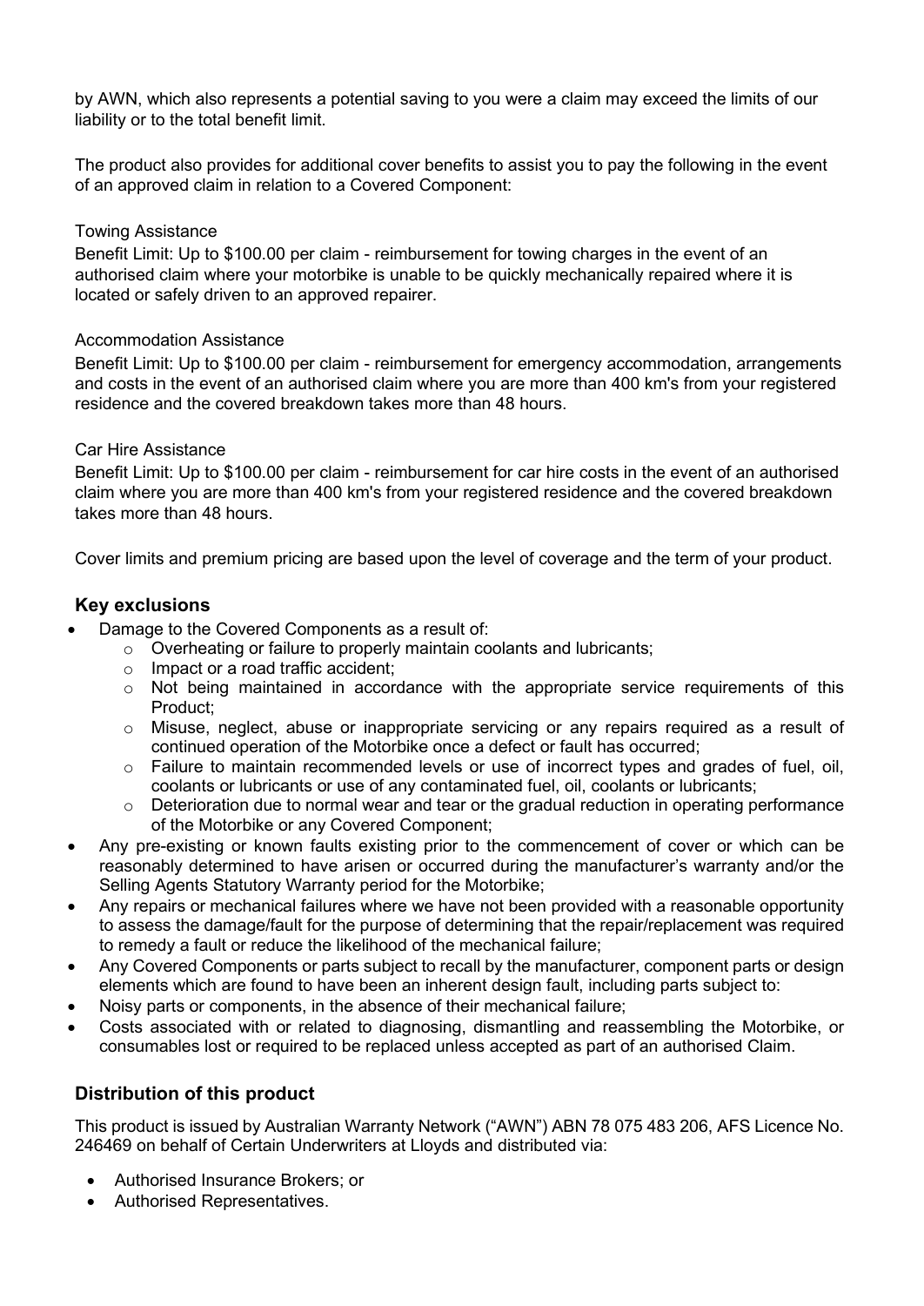by AWN, which also represents a potential saving to you were a claim may exceed the limits of our liability or to the total benefit limit.

The product also provides for additional cover benefits to assist you to pay the following in the event of an approved claim in relation to a Covered Component:

Towing Assistance

Benefit Limit: Up to $100.00 per claim - reimbursement for towing charges in the event of an authorised claim where your motorbike is unable to be quickly mechanically repaired where it is located or safely driven to an approved repairer.

Accommodation Assistance

Benefit Limit: Up to $100.00 per claim - reimbursement for emergency accommodation, arrangements and costs in the event of an authorised claim where you are more than 400 km's from your registered residence and the covered breakdown takes more than 48 hours.

Car Hire Assistance

Benefit Limit: Up to $100.00 per claim - reimbursement for car hire costs in the event of an authorised claim where you are more than 400 km's from your registered residence and the covered breakdown takes more than 48 hours.

Cover limits and premium pricing are based upon the level of coverage and the term of your product.

## Key exclusions

- Damage to the Covered Components as a result of:
  - Overheating or failure to properly maintain coolants and lubricants;
  - Impact or a road traffic accident;
  - Not being maintained in accordance with the appropriate service requirements of this Product;
  - Misuse, neglect, abuse or inappropriate servicing or any repairs required as a result of continued operation of the Motorbike once a defect or fault has occurred;
  - Failure to maintain recommended levels or use of incorrect types and grades of fuel, oil, coolants or lubricants or use of any contaminated fuel, oil, coolants or lubricants;
  - Deterioration due to normal wear and tear or the gradual reduction in operating performance of the Motorbike or any Covered Component;
- Any pre-existing or known faults existing prior to the commencement of cover or which can be reasonably determined to have arisen or occurred during the manufacturer's warranty and/or the Selling Agents Statutory Warranty period for the Motorbike;
- Any repairs or mechanical failures where we have not been provided with a reasonable opportunity to assess the damage/fault for the purpose of determining that the repair/replacement was required to remedy a fault or reduce the likelihood of the mechanical failure;
- Any Covered Components or parts subject to recall by the manufacturer, component parts or design elements which are found to have been an inherent design fault, including parts subject to:
- Noisy parts or components, in the absence of their mechanical failure;
- Costs associated with or related to diagnosing, dismantling and reassembling the Motorbike, or consumables lost or required to be replaced unless accepted as part of an authorised Claim.

## Distribution of this product

This product is issued by Australian Warranty Network ("AWN") ABN 78 075 483 206, AFS Licence No. 246469 on behalf of Certain Underwriters at Lloyds and distributed via:

- Authorised Insurance Brokers; or
- Authorised Representatives.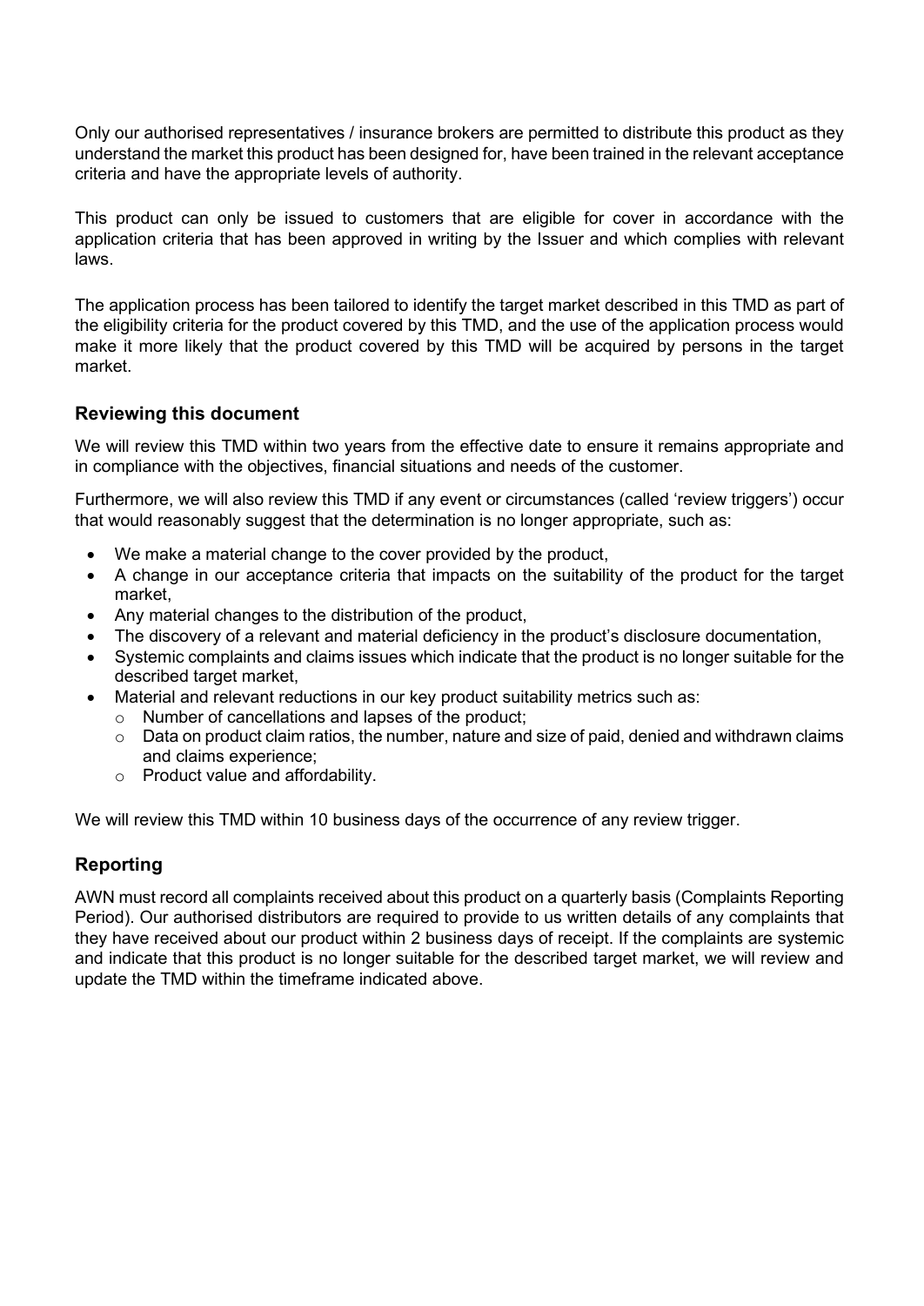Only our authorised representatives / insurance brokers are permitted to distribute this product as they understand the market this product has been designed for, have been trained in the relevant acceptance criteria and have the appropriate levels of authority.

This product can only be issued to customers that are eligible for cover in accordance with the application criteria that has been approved in writing by the Issuer and which complies with relevant laws.

The application process has been tailored to identify the target market described in this TMD as part of the eligibility criteria for the product covered by this TMD, and the use of the application process would make it more likely that the product covered by this TMD will be acquired by persons in the target market.

## Reviewing this document

We will review this TMD within two years from the effective date to ensure it remains appropriate and in compliance with the objectives, financial situations and needs of the customer.

Furthermore, we will also review this TMD if any event or circumstances (called 'review triggers') occur that would reasonably suggest that the determination is no longer appropriate, such as:

- We make a material change to the cover provided by the product,
- A change in our acceptance criteria that impacts on the suitability of the product for the target market,
- Any material changes to the distribution of the product,
- The discovery of a relevant and material deficiency in the product's disclosure documentation,
- Systemic complaints and claims issues which indicate that the product is no longer suitable for the described target market,
- Material and relevant reductions in our key product suitability metrics such as:
  - Number of cancellations and lapses of the product;
  - Data on product claim ratios, the number, nature and size of paid, denied and withdrawn claims and claims experience;
  - Product value and affordability.

We will review this TMD within 10 business days of the occurrence of any review trigger.

## Reporting

AWN must record all complaints received about this product on a quarterly basis (Complaints Reporting Period). Our authorised distributors are required to provide to us written details of any complaints that they have received about our product within 2 business days of receipt. If the complaints are systemic and indicate that this product is no longer suitable for the described target market, we will review and update the TMD within the timeframe indicated above.